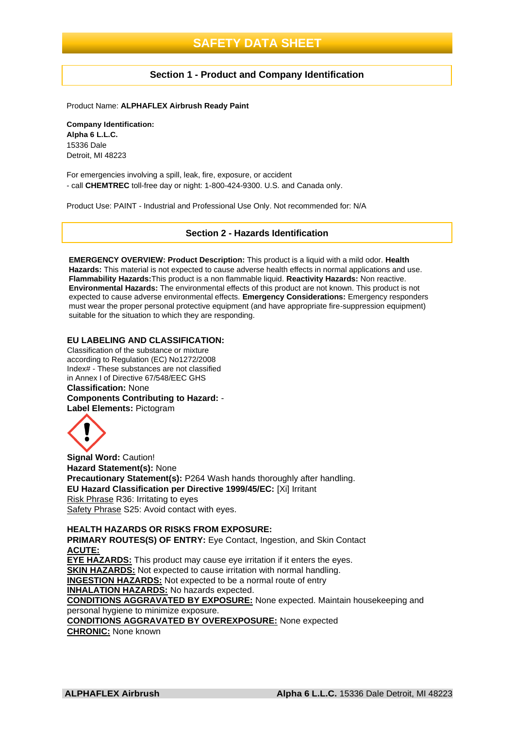# SAFETY DATA SHEET

## Section 1 - Product and Company Identification

Product Name: **ALPHAFLEX Airbrush Ready Paint**

**Company Identification:**
**Alpha 6 L.L.C.**
15336 Dale
Detroit, MI 48223

For emergencies involving a spill, leak, fire, exposure, or accident
- call **CHEMTREC** toll-free day or night: 1-800-424-9300. U.S. and Canada only.

Product Use: PAINT - Industrial and Professional Use Only. Not recommended for: N/A

## Section 2 - Hazards Identification

**EMERGENCY OVERVIEW: Product Description:** This product is a liquid with a mild odor. **Health Hazards:** This material is not expected to cause adverse health effects in normal applications and use. **Flammability Hazards:**This product is a non flammable liquid. **Reactivity Hazards:** Non reactive. **Environmental Hazards:** The environmental effects of this product are not known. This product is not expected to cause adverse environmental effects. **Emergency Considerations:** Emergency responders must wear the proper personal protective equipment (and have appropriate fire-suppression equipment) suitable for the situation to which they are responding.

**EU LABELING AND CLASSIFICATION:**
Classification of the substance or mixture according to Regulation (EC) No1272/2008
Index# - These substances are not classified in Annex I of Directive 67/548/EEC GHS
**Classification:** None
**Components Contributing to Hazard:** -
**Label Elements:** Pictogram

**Signal Word:** Caution!
**Hazard Statement(s):** None
**Precautionary Statement(s):** P264 Wash hands thoroughly after handling.
**EU Hazard Classification per Directive 1999/45/EC:** [Xi] Irritant
Risk Phrase R36: Irritating to eyes
Safety Phrase S25: Avoid contact with eyes.

**HEALTH HAZARDS OR RISKS FROM EXPOSURE:**
**PRIMARY ROUTES(S) OF ENTRY:** Eye Contact, Ingestion, and Skin Contact
**ACUTE:**
**EYE HAZARDS:** This product may cause eye irritation if it enters the eyes.
**SKIN HAZARDS:** Not expected to cause irritation with normal handling.
**INGESTION HAZARDS:** Not expected to be a normal route of entry
**INHALATION HAZARDS:** No hazards expected.
**CONDITIONS AGGRAVATED BY EXPOSURE:** None expected. Maintain housekeeping and personal hygiene to minimize exposure.
**CONDITIONS AGGRAVATED BY OVEREXPOSURE:** None expected
**CHRONIC:** None known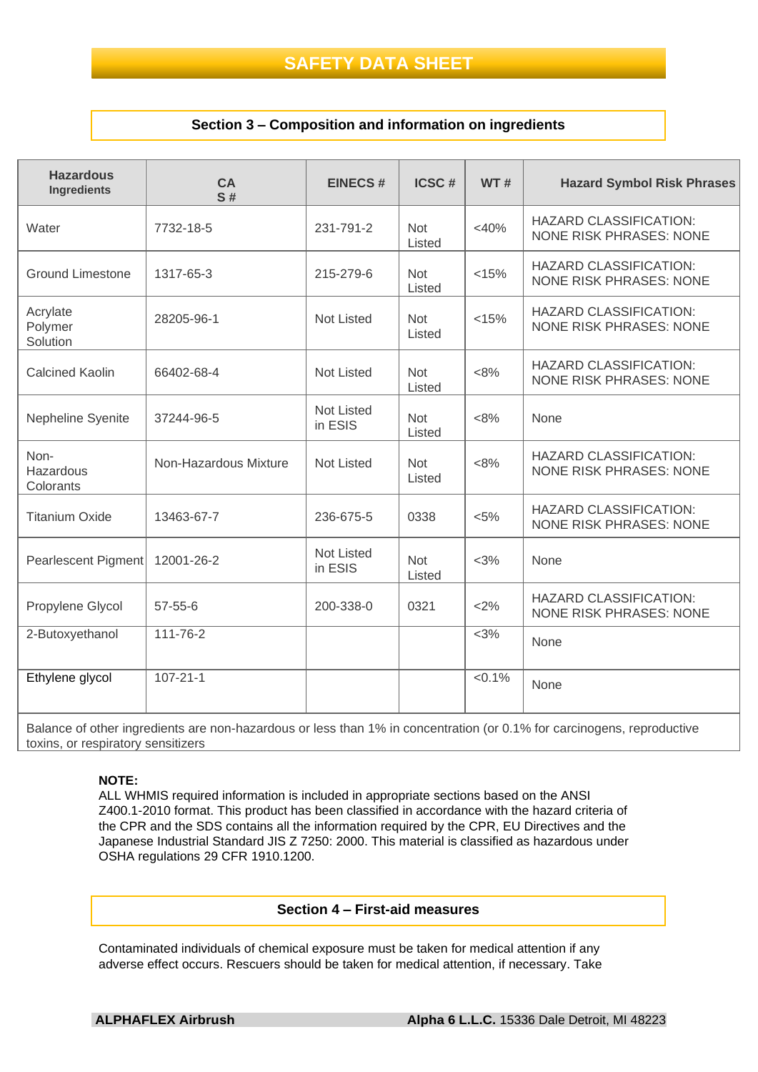# SAFETY DATA SHEET

## Section 3 – Composition and information on ingredients

| Hazardous Ingredients | CAS # | EINECS # | ICSC # | WT # | Hazard Symbol Risk Phrases |
|---|---|---|---|---|---|
| Water | 7732-18-5 | 231-791-2 | Not Listed | <40% | HAZARD CLASSIFICATION: NONE RISK PHRASES: NONE |
| Ground Limestone | 1317-65-3 | 215-279-6 | Not Listed | <15% | HAZARD CLASSIFICATION: NONE RISK PHRASES: NONE |
| Acrylate Polymer Solution | 28205-96-1 | Not Listed | Not Listed | <15% | HAZARD CLASSIFICATION: NONE RISK PHRASES: NONE |
| Calcined Kaolin | 66402-68-4 | Not Listed | Not Listed | <8% | HAZARD CLASSIFICATION: NONE RISK PHRASES: NONE |
| Nepheline Syenite | 37244-96-5 | Not Listed in ESIS | Not Listed | <8% | None |
| Non-Hazardous Colorants | Non-Hazardous Mixture | Not Listed | Not Listed | <8% | HAZARD CLASSIFICATION: NONE RISK PHRASES: NONE |
| Titanium Oxide | 13463-67-7 | 236-675-5 | 0338 | <5% | HAZARD CLASSIFICATION: NONE RISK PHRASES: NONE |
| Pearlescent Pigment | 12001-26-2 | Not Listed in ESIS | Not Listed | <3% | None |
| Propylene Glycol | 57-55-6 | 200-338-0 | 0321 | <2% | HAZARD CLASSIFICATION: NONE RISK PHRASES: NONE |
| 2-Butoxyethanol | 111-76-2 | | | <3% | None |
| Ethylene glycol | 107-21-1 | | | <0.1% | None |
| Balance of other ingredients are non-hazardous or less than 1% in concentration (or 0.1% for carcinogens, reproductive toxins, or respiratory sensitizers | | | | | |

**NOTE:**
ALL WHMIS required information is included in appropriate sections based on the ANSI Z400.1-2010 format. This product has been classified in accordance with the hazard criteria of the CPR and the SDS contains all the information required by the CPR, EU Directives and the Japanese Industrial Standard JIS Z 7250: 2000. This material is classified as hazardous under OSHA regulations 29 CFR 1910.1200.

## Section 4 – First-aid measures

Contaminated individuals of chemical exposure must be taken for medical attention if any adverse effect occurs. Rescuers should be taken for medical attention, if necessary. Take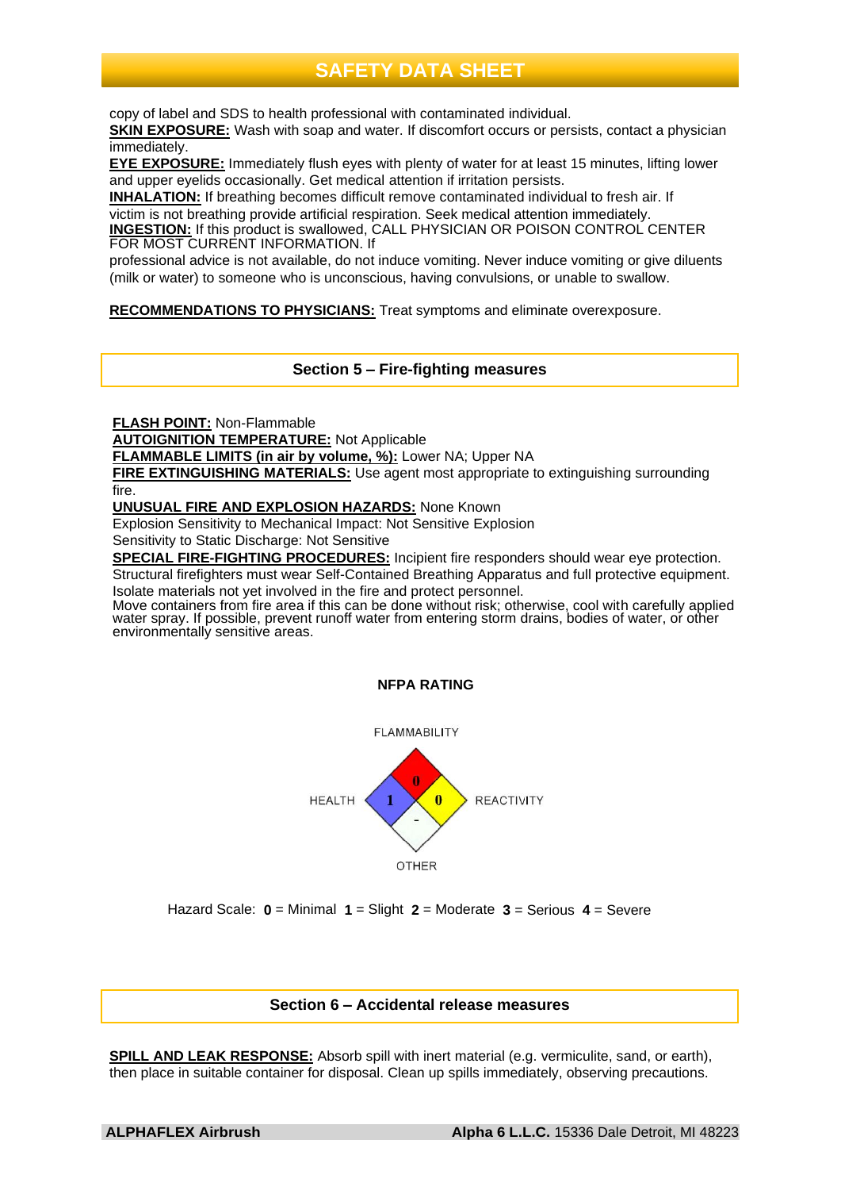copy of label and SDS to health professional with contaminated individual.

**SKIN EXPOSURE:** Wash with soap and water. If discomfort occurs or persists, contact a physician immediately.

**EYE EXPOSURE:** Immediately flush eyes with plenty of water for at least 15 minutes, lifting lower and upper eyelids occasionally. Get medical attention if irritation persists.

**INHALATION:** If breathing becomes difficult remove contaminated individual to fresh air. If victim is not breathing provide artificial respiration. Seek medical attention immediately.

**INGESTION:** If this product is swallowed, CALL PHYSICIAN OR POISON CONTROL CENTER FOR MOST CURRENT INFORMATION. If professional advice is not available, do not induce vomiting. Never induce vomiting or give diluents (milk or water) to someone who is unconscious, having convulsions, or unable to swallow.

**RECOMMENDATIONS TO PHYSICIANS:** Treat symptoms and eliminate overexposure.

## Section 5 – Fire-fighting measures

**FLASH POINT:** Non-Flammable

**AUTOIGNITION TEMPERATURE:** Not Applicable

**FLAMMABLE LIMITS (in air by volume, %):** Lower NA; Upper NA

**FIRE EXTINGUISHING MATERIALS:** Use agent most appropriate to extinguishing surrounding fire.

**UNUSUAL FIRE AND EXPLOSION HAZARDS:** None Known

Explosion Sensitivity to Mechanical Impact: Not Sensitive Explosion

Sensitivity to Static Discharge: Not Sensitive

**SPECIAL FIRE-FIGHTING PROCEDURES:** Incipient fire responders should wear eye protection. Structural firefighters must wear Self-Contained Breathing Apparatus and full protective equipment. Isolate materials not yet involved in the fire and protect personnel.
Move containers from fire area if this can be done without risk; otherwise, cool with carefully applied water spray. If possible, prevent runoff water from entering storm drains, bodies of water, or other environmentally sensitive areas.

### NFPA RATING

| Category | Rating |
|---|---|
| FLAMMABILITY | 0 |
| HEALTH | 1 |
| REACTIVITY | 0 |
| OTHER | - |

Hazard Scale: **0** = Minimal **1** = Slight **2** = Moderate **3** = Serious **4** = Severe

## Section 6 – Accidental release measures

**SPILL AND LEAK RESPONSE:** Absorb spill with inert material (e.g. vermiculite, sand, or earth), then place in suitable container for disposal. Clean up spills immediately, observing precautions.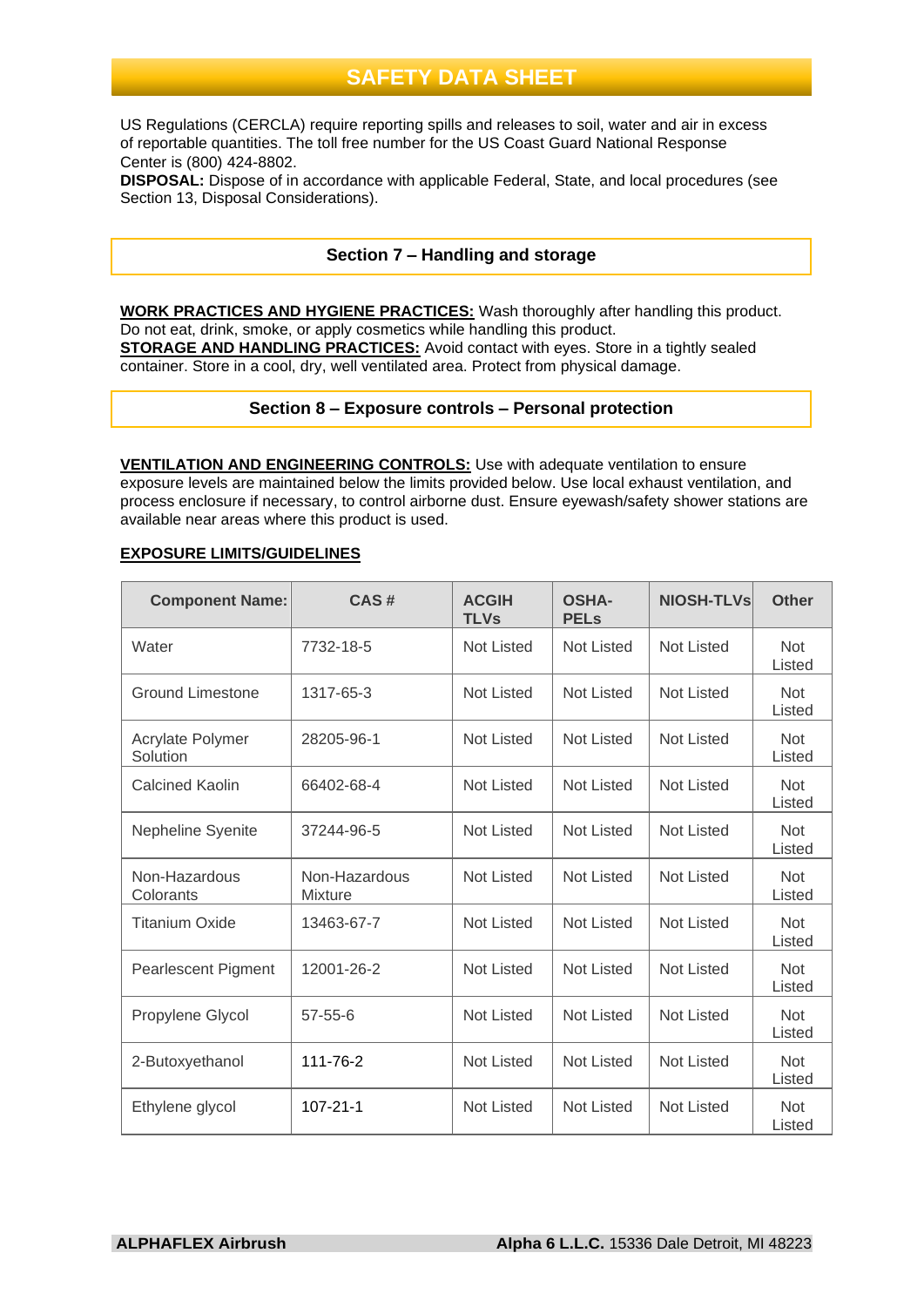US Regulations (CERCLA) require reporting spills and releases to soil, water and air in excess of reportable quantities. The toll free number for the US Coast Guard National Response Center is (800) 424-8802.
**DISPOSAL:** Dispose of in accordance with applicable Federal, State, and local procedures (see Section 13, Disposal Considerations).

## Section 7 – Handling and storage

**WORK PRACTICES AND HYGIENE PRACTICES:** Wash thoroughly after handling this product. Do not eat, drink, smoke, or apply cosmetics while handling this product.
**STORAGE AND HANDLING PRACTICES:** Avoid contact with eyes. Store in a tightly sealed container. Store in a cool, dry, well ventilated area. Protect from physical damage.

## Section 8 – Exposure controls – Personal protection

**VENTILATION AND ENGINEERING CONTROLS:** Use with adequate ventilation to ensure exposure levels are maintained below the limits provided below. Use local exhaust ventilation, and process enclosure if necessary, to control airborne dust. Ensure eyewash/safety shower stations are available near areas where this product is used.

**EXPOSURE LIMITS/GUIDELINES**

| Component Name: | CAS # | ACGIH TLVs | OSHA-PELs | NIOSH-TLVs | Other |
|---|---|---|---|---|---|
| Water | 7732-18-5 | Not Listed | Not Listed | Not Listed | Not Listed |
| Ground Limestone | 1317-65-3 | Not Listed | Not Listed | Not Listed | Not Listed |
| Acrylate Polymer Solution | 28205-96-1 | Not Listed | Not Listed | Not Listed | Not Listed |
| Calcined Kaolin | 66402-68-4 | Not Listed | Not Listed | Not Listed | Not Listed |
| Nepheline Syenite | 37244-96-5 | Not Listed | Not Listed | Not Listed | Not Listed |
| Non-Hazardous Colorants | Non-Hazardous Mixture | Not Listed | Not Listed | Not Listed | Not Listed |
| Titanium Oxide | 13463-67-7 | Not Listed | Not Listed | Not Listed | Not Listed |
| Pearlescent Pigment | 12001-26-2 | Not Listed | Not Listed | Not Listed | Not Listed |
| Propylene Glycol | 57-55-6 | Not Listed | Not Listed | Not Listed | Not Listed |
| 2-Butoxyethanol | 111-76-2 | Not Listed | Not Listed | Not Listed | Not Listed |
| Ethylene glycol | 107-21-1 | Not Listed | Not Listed | Not Listed | Not Listed |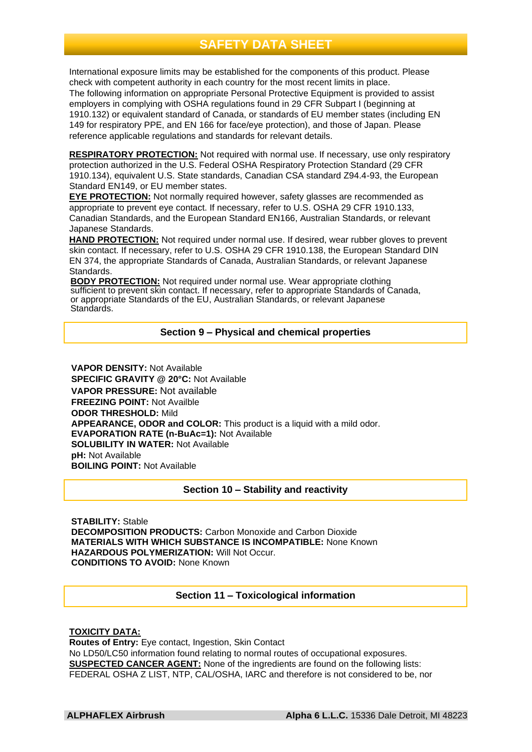International exposure limits may be established for the components of this product. Please check with competent authority in each country for the most recent limits in place.
The following information on appropriate Personal Protective Equipment is provided to assist employers in complying with OSHA regulations found in 29 CFR Subpart I (beginning at 1910.132) or equivalent standard of Canada, or standards of EU member states (including EN 149 for respiratory PPE, and EN 166 for face/eye protection), and those of Japan. Please reference applicable regulations and standards for relevant details.

**RESPIRATORY PROTECTION:** Not required with normal use. If necessary, use only respiratory protection authorized in the U.S. Federal OSHA Respiratory Protection Standard (29 CFR 1910.134), equivalent U.S. State standards, Canadian CSA standard Z94.4-93, the European Standard EN149, or EU member states.
**EYE PROTECTION:** Not normally required however, safety glasses are recommended as appropriate to prevent eye contact. If necessary, refer to U.S. OSHA 29 CFR 1910.133, Canadian Standards, and the European Standard EN166, Australian Standards, or relevant Japanese Standards.
**HAND PROTECTION:** Not required under normal use. If desired, wear rubber gloves to prevent skin contact. If necessary, refer to U.S. OSHA 29 CFR 1910.138, the European Standard DIN EN 374, the appropriate Standards of Canada, Australian Standards, or relevant Japanese Standards.
**BODY PROTECTION:** Not required under normal use. Wear appropriate clothing sufficient to prevent skin contact. If necessary, refer to appropriate Standards of Canada, or appropriate Standards of the EU, Australian Standards, or relevant Japanese Standards.

## Section 9 – Physical and chemical properties

**VAPOR DENSITY:** Not Available
**SPECIFIC GRAVITY @ 20°C:** Not Available
**VAPOR PRESSURE:** Not available
**FREEZING POINT:** Not Availble
**ODOR THRESHOLD:** Mild
**APPEARANCE, ODOR and COLOR:** This product is a liquid with a mild odor.
**EVAPORATION RATE (n-BuAc=1):** Not Available
**SOLUBILITY IN WATER:** Not Available
**pH:** Not Available
**BOILING POINT:** Not Available

## Section 10 – Stability and reactivity

**STABILITY:** Stable
**DECOMPOSITION PRODUCTS:** Carbon Monoxide and Carbon Dioxide
**MATERIALS WITH WHICH SUBSTANCE IS INCOMPATIBLE:** None Known
**HAZARDOUS POLYMERIZATION:** Will Not Occur.
**CONDITIONS TO AVOID:** None Known

## Section 11 – Toxicological information

**TOXICITY DATA:**
**Routes of Entry:** Eye contact, Ingestion, Skin Contact
No LD50/LC50 information found relating to normal routes of occupational exposures.
**SUSPECTED CANCER AGENT:** None of the ingredients are found on the following lists: FEDERAL OSHA Z LIST, NTP, CAL/OSHA, IARC and therefore is not considered to be, nor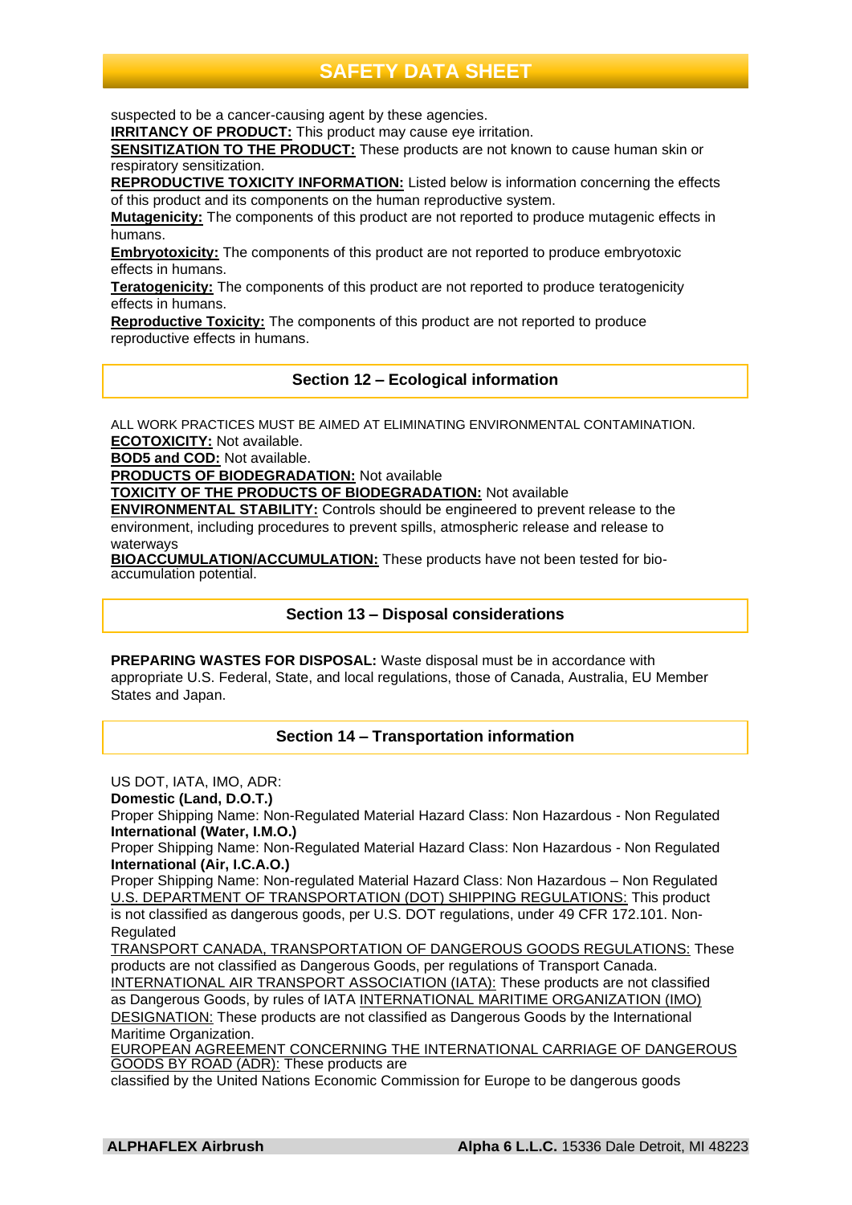suspected to be a cancer-causing agent by these agencies.

**IRRITANCY OF PRODUCT:** This product may cause eye irritation.

**SENSITIZATION TO THE PRODUCT:** These products are not known to cause human skin or respiratory sensitization.

**REPRODUCTIVE TOXICITY INFORMATION:** Listed below is information concerning the effects of this product and its components on the human reproductive system.

**Mutagenicity:** The components of this product are not reported to produce mutagenic effects in humans.

**Embryotoxicity:** The components of this product are not reported to produce embryotoxic effects in humans.

**Teratogenicity:** The components of this product are not reported to produce teratogenicity effects in humans.

**Reproductive Toxicity:** The components of this product are not reported to produce reproductive effects in humans.

## Section 12 – Ecological information

ALL WORK PRACTICES MUST BE AIMED AT ELIMINATING ENVIRONMENTAL CONTAMINATION.

**ECOTOXICITY:** Not available.

**BOD5 and COD:** Not available.

**PRODUCTS OF BIODEGRADATION:** Not available

**TOXICITY OF THE PRODUCTS OF BIODEGRADATION:** Not available

**ENVIRONMENTAL STABILITY:** Controls should be engineered to prevent release to the environment, including procedures to prevent spills, atmospheric release and release to waterways

**BIOACCUMULATION/ACCUMULATION:** These products have not been tested for bio-accumulation potential.

## Section 13 – Disposal considerations

**PREPARING WASTES FOR DISPOSAL:** Waste disposal must be in accordance with appropriate U.S. Federal, State, and local regulations, those of Canada, Australia, EU Member States and Japan.

## Section 14 – Transportation information

US DOT, IATA, IMO, ADR:

**Domestic (Land, D.O.T.)**

Proper Shipping Name: Non-Regulated Material Hazard Class: Non Hazardous - Non Regulated

**International (Water, I.M.O.)**

Proper Shipping Name: Non-Regulated Material Hazard Class: Non Hazardous - Non Regulated

**International (Air, I.C.A.O.)**

Proper Shipping Name: Non-regulated Material Hazard Class: Non Hazardous – Non Regulated

U.S. DEPARTMENT OF TRANSPORTATION (DOT) SHIPPING REGULATIONS: This product is not classified as dangerous goods, per U.S. DOT regulations, under 49 CFR 172.101. Non-Regulated

TRANSPORT CANADA, TRANSPORTATION OF DANGEROUS GOODS REGULATIONS: These products are not classified as Dangerous Goods, per regulations of Transport Canada.

INTERNATIONAL AIR TRANSPORT ASSOCIATION (IATA): These products are not classified as Dangerous Goods, by rules of IATA INTERNATIONAL MARITIME ORGANIZATION (IMO) DESIGNATION: These products are not classified as Dangerous Goods by the International Maritime Organization.

EUROPEAN AGREEMENT CONCERNING THE INTERNATIONAL CARRIAGE OF DANGEROUS GOODS BY ROAD (ADR): These products are classified by the United Nations Economic Commission for Europe to be dangerous goods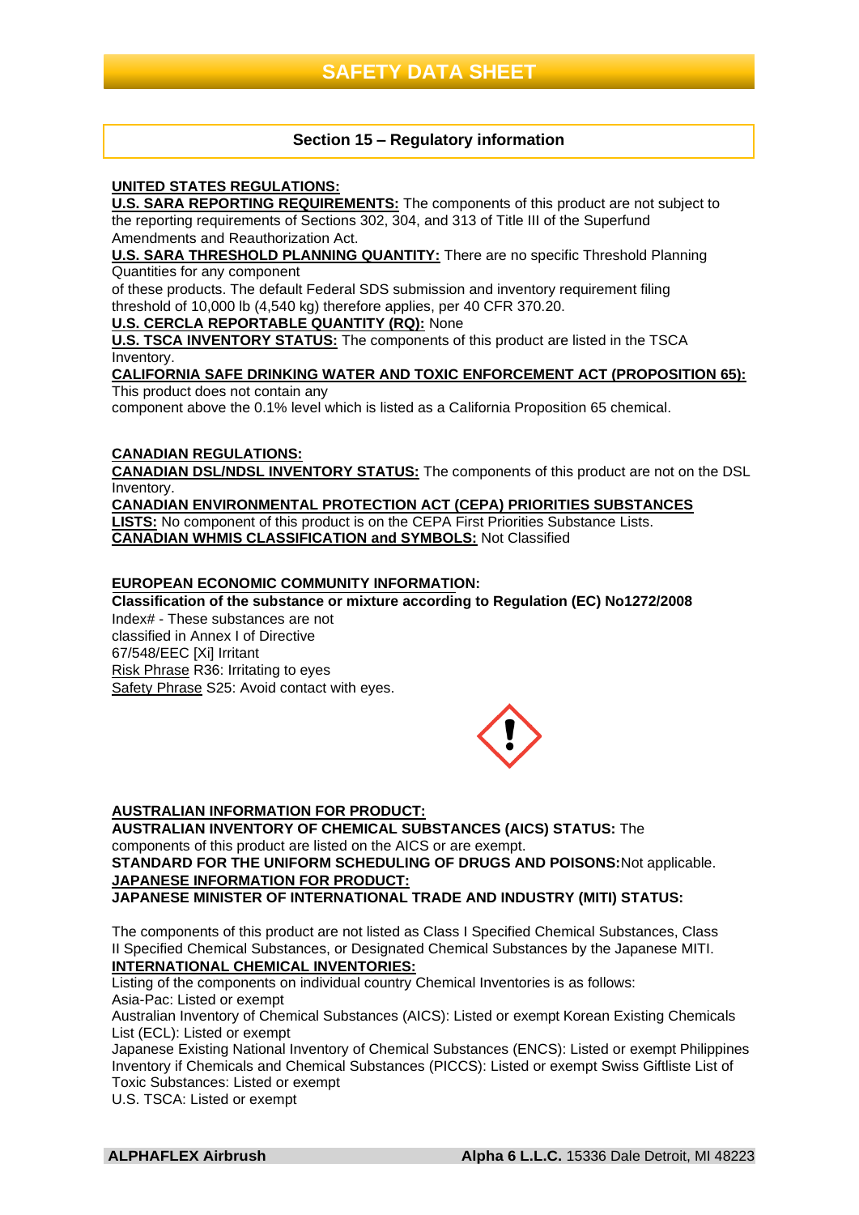# SAFETY DATA SHEET

## Section 15 – Regulatory information

**UNITED STATES REGULATIONS:**

**U.S. SARA REPORTING REQUIREMENTS:** The components of this product are not subject to the reporting requirements of Sections 302, 304, and 313 of Title III of the Superfund Amendments and Reauthorization Act.

**U.S. SARA THRESHOLD PLANNING QUANTITY:** There are no specific Threshold Planning Quantities for any component of these products. The default Federal SDS submission and inventory requirement filing threshold of 10,000 lb (4,540 kg) therefore applies, per 40 CFR 370.20.

**U.S. CERCLA REPORTABLE QUANTITY (RQ):** None

**U.S. TSCA INVENTORY STATUS:** The components of this product are listed in the TSCA Inventory.

**CALIFORNIA SAFE DRINKING WATER AND TOXIC ENFORCEMENT ACT (PROPOSITION 65):** This product does not contain any component above the 0.1% level which is listed as a California Proposition 65 chemical.

**CANADIAN REGULATIONS:**

**CANADIAN DSL/NDSL INVENTORY STATUS:** The components of this product are not on the DSL Inventory.

**CANADIAN ENVIRONMENTAL PROTECTION ACT (CEPA) PRIORITIES SUBSTANCES LISTS:** No component of this product is on the CEPA First Priorities Substance Lists.

**CANADIAN WHMIS CLASSIFICATION and SYMBOLS:** Not Classified

**EUROPEAN ECONOMIC COMMUNITY INFORMATION:**

**Classification of the substance or mixture according to Regulation (EC) No1272/2008**

Index# - These substances are not classified in Annex I of Directive 67/548/EEC [Xi] Irritant

Risk Phrase R36: Irritating to eyes

Safety Phrase S25: Avoid contact with eyes.

**AUSTRALIAN INFORMATION FOR PRODUCT:**

**AUSTRALIAN INVENTORY OF CHEMICAL SUBSTANCES (AICS) STATUS:** The components of this product are listed on the AICS or are exempt.

**STANDARD FOR THE UNIFORM SCHEDULING OF DRUGS AND POISONS:** Not applicable.

**JAPANESE INFORMATION FOR PRODUCT:**

**JAPANESE MINISTER OF INTERNATIONAL TRADE AND INDUSTRY (MITI) STATUS:**

The components of this product are not listed as Class I Specified Chemical Substances, Class II Specified Chemical Substances, or Designated Chemical Substances by the Japanese MITI.

**INTERNATIONAL CHEMICAL INVENTORIES:**

Listing of the components on individual country Chemical Inventories is as follows:

Asia-Pac: Listed or exempt

Australian Inventory of Chemical Substances (AICS): Listed or exempt Korean Existing Chemicals List (ECL): Listed or exempt

Japanese Existing National Inventory of Chemical Substances (ENCS): Listed or exempt Philippines Inventory if Chemicals and Chemical Substances (PICCS): Listed or exempt Swiss Giftliste List of Toxic Substances: Listed or exempt

U.S. TSCA: Listed or exempt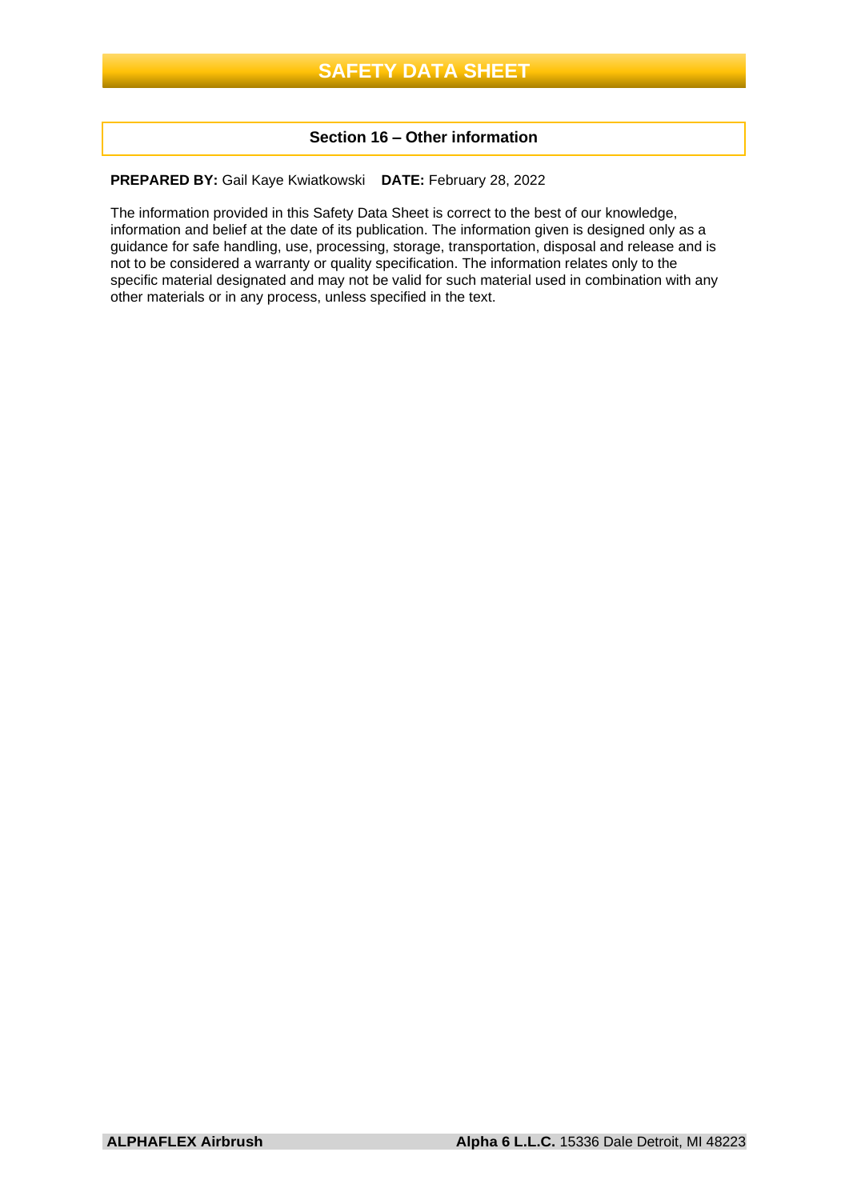# SAFETY DATA SHEET

## Section 16 – Other information

**PREPARED BY:** Gail Kaye Kwiatkowski **DATE:** February 28, 2022

The information provided in this Safety Data Sheet is correct to the best of our knowledge, information and belief at the date of its publication. The information given is designed only as a guidance for safe handling, use, processing, storage, transportation, disposal and release and is not to be considered a warranty or quality specification. The information relates only to the specific material designated and may not be valid for such material used in combination with any other materials or in any process, unless specified in the text.